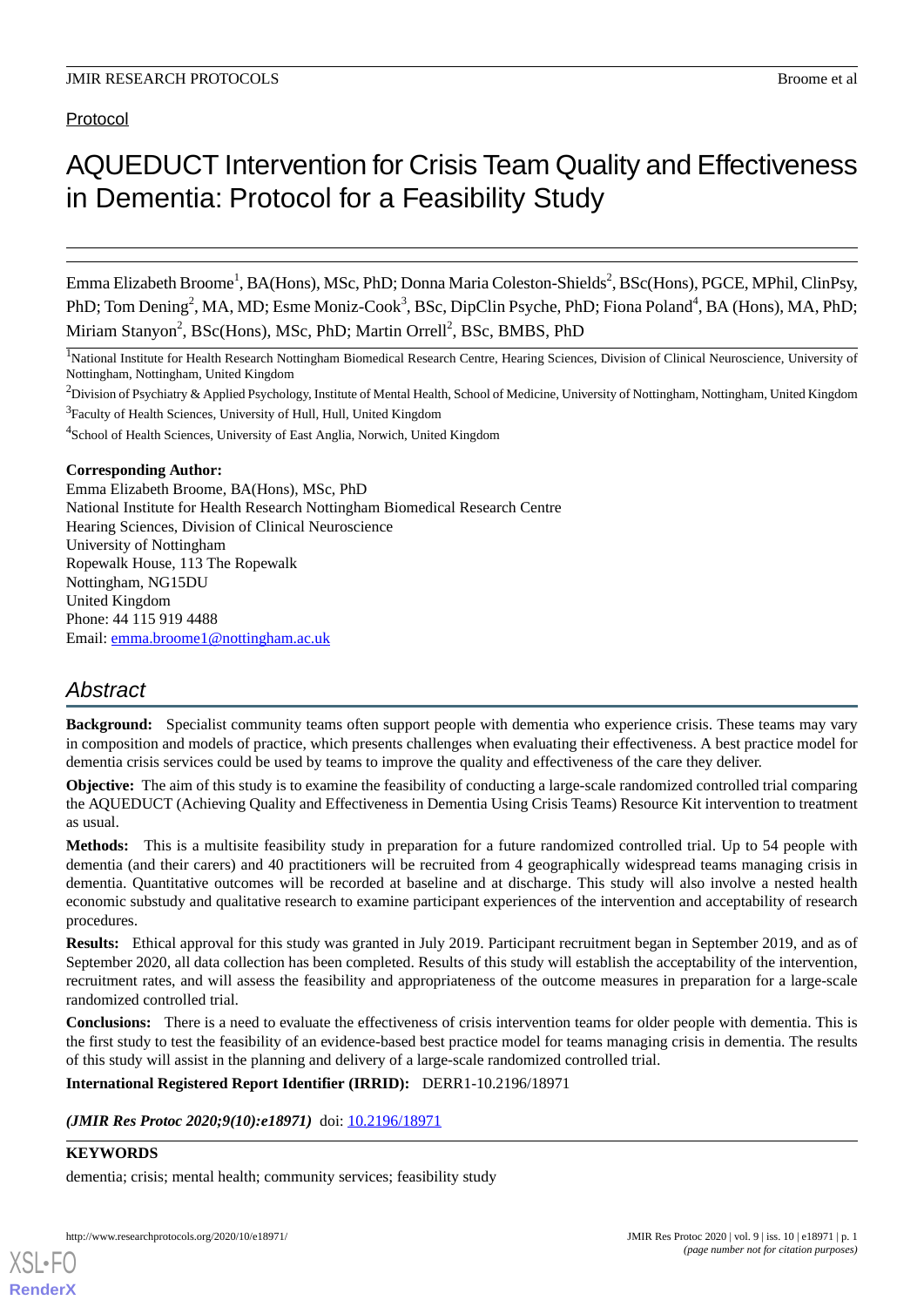Protocol

# AQUEDUCT Intervention for Crisis Team Quality and Effectiveness in Dementia: Protocol for a Feasibility Study

Emma Elizabeth Broome[1], BA(Hons), MSc, PhD; Donna Maria Coleston-Shields[2], BSc(Hons), PGCE, MPhil, ClinPsy, PhD; Tom Dening[2], MA, MD; Esme Moniz-Cook[3], BSc, DipClin Psyche, PhD; Fiona Poland[4], BA (Hons), MA, PhD; Miriam Stanyon[2], BSc(Hons), MSc, PhD; Martin Orrell[2], BSc, BMBS, PhD

[1]National Institute for Health Research Nottingham Biomedical Research Centre, Hearing Sciences, Division of Clinical Neuroscience, University of Nottingham, Nottingham, United Kingdom

[2]Division of Psychiatry & Applied Psychology, Institute of Mental Health, School of Medicine, University of Nottingham, Nottingham, United Kingdom

[3]Faculty of Health Sciences, University of Hull, Hull, United Kingdom

[4]School of Health Sciences, University of East Anglia, Norwich, United Kingdom

**Corresponding Author:**
Emma Elizabeth Broome, BA(Hons), MSc, PhD
National Institute for Health Research Nottingham Biomedical Research Centre
Hearing Sciences, Division of Clinical Neuroscience
University of Nottingham
Ropewalk House, 113 The Ropewalk
Nottingham, NG15DU
United Kingdom
Phone: 44 115 919 4488
Email: emma.broome1@nottingham.ac.uk

## Abstract

**Background:** Specialist community teams often support people with dementia who experience crisis. These teams may vary in composition and models of practice, which presents challenges when evaluating their effectiveness. A best practice model for dementia crisis services could be used by teams to improve the quality and effectiveness of the care they deliver.

**Objective:** The aim of this study is to examine the feasibility of conducting a large-scale randomized controlled trial comparing the AQUEDUCT (Achieving Quality and Effectiveness in Dementia Using Crisis Teams) Resource Kit intervention to treatment as usual.

**Methods:** This is a multisite feasibility study in preparation for a future randomized controlled trial. Up to 54 people with dementia (and their carers) and 40 practitioners will be recruited from 4 geographically widespread teams managing crisis in dementia. Quantitative outcomes will be recorded at baseline and at discharge. This study will also involve a nested health economic substudy and qualitative research to examine participant experiences of the intervention and acceptability of research procedures.

**Results:** Ethical approval for this study was granted in July 2019. Participant recruitment began in September 2019, and as of September 2020, all data collection has been completed. Results of this study will establish the acceptability of the intervention, recruitment rates, and will assess the feasibility and appropriateness of the outcome measures in preparation for a large-scale randomized controlled trial.

**Conclusions:** There is a need to evaluate the effectiveness of crisis intervention teams for older people with dementia. This is the first study to test the feasibility of an evidence-based best practice model for teams managing crisis in dementia. The results of this study will assist in the planning and delivery of a large-scale randomized controlled trial.

**International Registered Report Identifier (IRRID):** DERR1-10.2196/18971

***(JMIR Res Protoc 2020;9(10):e18971)*** doi: 10.2196/18971

**KEYWORDS**

dementia; crisis; mental health; community services; feasibility study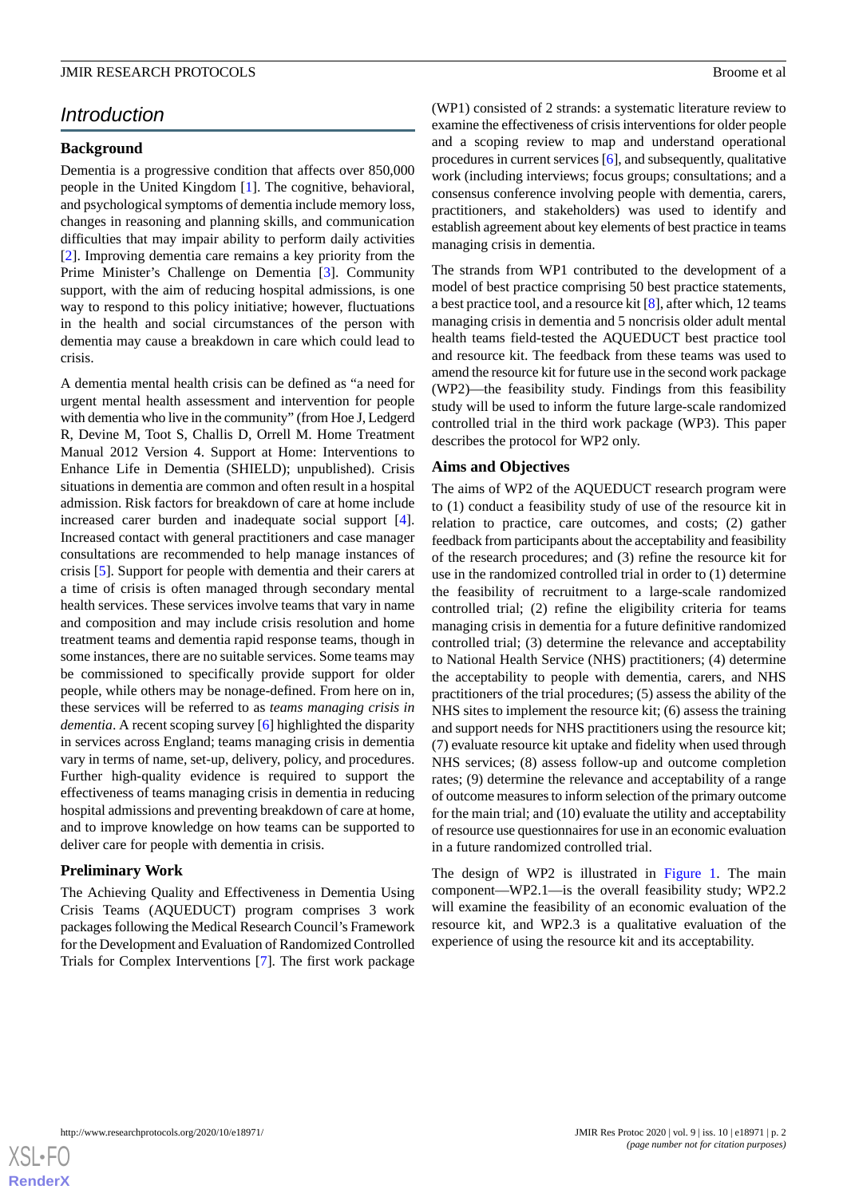## Introduction

### Background

Dementia is a progressive condition that affects over 850,000 people in the United Kingdom [1]. The cognitive, behavioral, and psychological symptoms of dementia include memory loss, changes in reasoning and planning skills, and communication difficulties that may impair ability to perform daily activities [2]. Improving dementia care remains a key priority from the Prime Minister's Challenge on Dementia [3]. Community support, with the aim of reducing hospital admissions, is one way to respond to this policy initiative; however, fluctuations in the health and social circumstances of the person with dementia may cause a breakdown in care which could lead to crisis.

A dementia mental health crisis can be defined as "a need for urgent mental health assessment and intervention for people with dementia who live in the community" (from Hoe J, Ledgerd R, Devine M, Toot S, Challis D, Orrell M. Home Treatment Manual 2012 Version 4. Support at Home: Interventions to Enhance Life in Dementia (SHIELD); unpublished). Crisis situations in dementia are common and often result in a hospital admission. Risk factors for breakdown of care at home include increased carer burden and inadequate social support [4]. Increased contact with general practitioners and case manager consultations are recommended to help manage instances of crisis [5]. Support for people with dementia and their carers at a time of crisis is often managed through secondary mental health services. These services involve teams that vary in name and composition and may include crisis resolution and home treatment teams and dementia rapid response teams, though in some instances, there are no suitable services. Some teams may be commissioned to specifically provide support for older people, while others may be nonage-defined. From here on in, these services will be referred to as *teams managing crisis in dementia*. A recent scoping survey [6] highlighted the disparity in services across England; teams managing crisis in dementia vary in terms of name, set-up, delivery, policy, and procedures. Further high-quality evidence is required to support the effectiveness of teams managing crisis in dementia in reducing hospital admissions and preventing breakdown of care at home, and to improve knowledge on how teams can be supported to deliver care for people with dementia in crisis.

### Preliminary Work

The Achieving Quality and Effectiveness in Dementia Using Crisis Teams (AQUEDUCT) program comprises 3 work packages following the Medical Research Council's Framework for the Development and Evaluation of Randomized Controlled Trials for Complex Interventions [7]. The first work package (WP1) consisted of 2 strands: a systematic literature review to examine the effectiveness of crisis interventions for older people and a scoping review to map and understand operational procedures in current services [6], and subsequently, qualitative work (including interviews; focus groups; consultations; and a consensus conference involving people with dementia, carers, practitioners, and stakeholders) was used to identify and establish agreement about key elements of best practice in teams managing crisis in dementia.

The strands from WP1 contributed to the development of a model of best practice comprising 50 best practice statements, a best practice tool, and a resource kit [8], after which, 12 teams managing crisis in dementia and 5 noncrisis older adult mental health teams field-tested the AQUEDUCT best practice tool and resource kit. The feedback from these teams was used to amend the resource kit for future use in the second work package (WP2)—the feasibility study. Findings from this feasibility study will be used to inform the future large-scale randomized controlled trial in the third work package (WP3). This paper describes the protocol for WP2 only.

### Aims and Objectives

The aims of WP2 of the AQUEDUCT research program were to (1) conduct a feasibility study of use of the resource kit in relation to practice, care outcomes, and costs; (2) gather feedback from participants about the acceptability and feasibility of the research procedures; and (3) refine the resource kit for use in the randomized controlled trial in order to (1) determine the feasibility of recruitment to a large-scale randomized controlled trial; (2) refine the eligibility criteria for teams managing crisis in dementia for a future definitive randomized controlled trial; (3) determine the relevance and acceptability to National Health Service (NHS) practitioners; (4) determine the acceptability to people with dementia, carers, and NHS practitioners of the trial procedures; (5) assess the ability of the NHS sites to implement the resource kit; (6) assess the training and support needs for NHS practitioners using the resource kit; (7) evaluate resource kit uptake and fidelity when used through NHS services; (8) assess follow-up and outcome completion rates; (9) determine the relevance and acceptability of a range of outcome measures to inform selection of the primary outcome for the main trial; and (10) evaluate the utility and acceptability of resource use questionnaires for use in an economic evaluation in a future randomized controlled trial.

The design of WP2 is illustrated in Figure 1. The main component—WP2.1—is the overall feasibility study; WP2.2 will examine the feasibility of an economic evaluation of the resource kit, and WP2.3 is a qualitative evaluation of the experience of using the resource kit and its acceptability.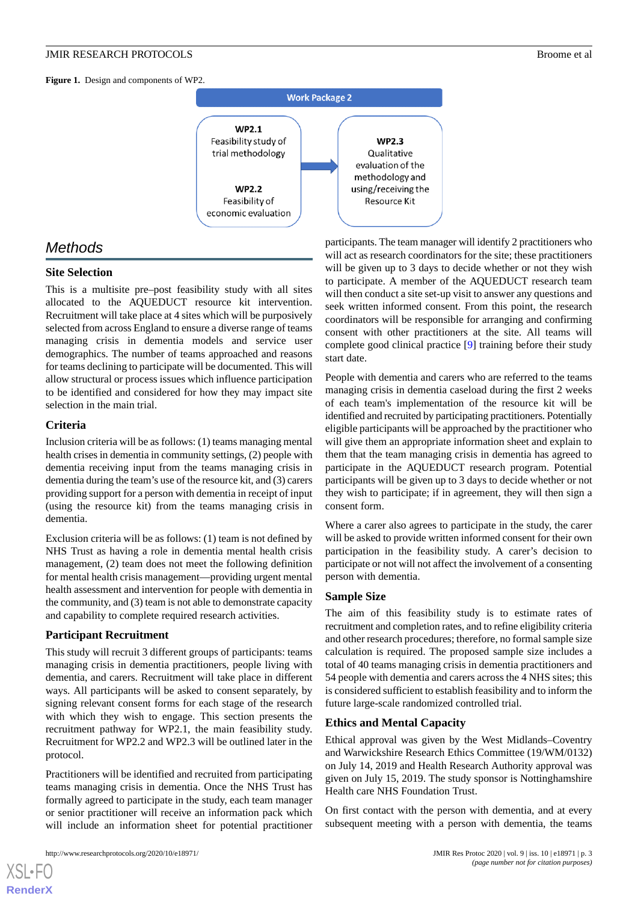**Figure 1.** Design and components of WP2.

Work Package 2

WP2.1
Feasibility study of trial methodology

WP2.2
Feasibility of economic evaluation

WP2.3
Qualitative evaluation of the methodology and using/receiving the Resource Kit

## Methods

### Site Selection

This is a multisite pre–post feasibility study with all sites allocated to the AQUEDUCT resource kit intervention. Recruitment will take place at 4 sites which will be purposively selected from across England to ensure a diverse range of teams managing crisis in dementia models and service user demographics. The number of teams approached and reasons for teams declining to participate will be documented. This will allow structural or process issues which influence participation to be identified and considered for how they may impact site selection in the main trial.

### Criteria

Inclusion criteria will be as follows: (1) teams managing mental health crises in dementia in community settings, (2) people with dementia receiving input from the teams managing crisis in dementia during the team's use of the resource kit, and (3) carers providing support for a person with dementia in receipt of input (using the resource kit) from the teams managing crisis in dementia.

Exclusion criteria will be as follows: (1) team is not defined by NHS Trust as having a role in dementia mental health crisis management, (2) team does not meet the following definition for mental health crisis management—providing urgent mental health assessment and intervention for people with dementia in the community, and (3) team is not able to demonstrate capacity and capability to complete required research activities.

### Participant Recruitment

This study will recruit 3 different groups of participants: teams managing crisis in dementia practitioners, people living with dementia, and carers. Recruitment will take place in different ways. All participants will be asked to consent separately, by signing relevant consent forms for each stage of the research with which they wish to engage. This section presents the recruitment pathway for WP2.1, the main feasibility study. Recruitment for WP2.2 and WP2.3 will be outlined later in the protocol.

Practitioners will be identified and recruited from participating teams managing crisis in dementia. Once the NHS Trust has formally agreed to participate in the study, each team manager or senior practitioner will receive an information pack which will include an information sheet for potential practitioner participants. The team manager will identify 2 practitioners who will act as research coordinators for the site; these practitioners will be given up to 3 days to decide whether or not they wish to participate. A member of the AQUEDUCT research team will then conduct a site set-up visit to answer any questions and seek written informed consent. From this point, the research coordinators will be responsible for arranging and confirming consent with other practitioners at the site. All teams will complete good clinical practice [9] training before their study start date.

People with dementia and carers who are referred to the teams managing crisis in dementia caseload during the first 2 weeks of each team's implementation of the resource kit will be identified and recruited by participating practitioners. Potentially eligible participants will be approached by the practitioner who will give them an appropriate information sheet and explain to them that the team managing crisis in dementia has agreed to participate in the AQUEDUCT research program. Potential participants will be given up to 3 days to decide whether or not they wish to participate; if in agreement, they will then sign a consent form.

Where a carer also agrees to participate in the study, the carer will be asked to provide written informed consent for their own participation in the feasibility study. A carer's decision to participate or not will not affect the involvement of a consenting person with dementia.

### Sample Size

The aim of this feasibility study is to estimate rates of recruitment and completion rates, and to refine eligibility criteria and other research procedures; therefore, no formal sample size calculation is required. The proposed sample size includes a total of 40 teams managing crisis in dementia practitioners and 54 people with dementia and carers across the 4 NHS sites; this is considered sufficient to establish feasibility and to inform the future large-scale randomized controlled trial.

### Ethics and Mental Capacity

Ethical approval was given by the West Midlands–Coventry and Warwickshire Research Ethics Committee (19/WM/0132) on July 14, 2019 and Health Research Authority approval was given on July 15, 2019. The study sponsor is Nottinghamshire Health care NHS Foundation Trust.

On first contact with the person with dementia, and at every subsequent meeting with a person with dementia, the teams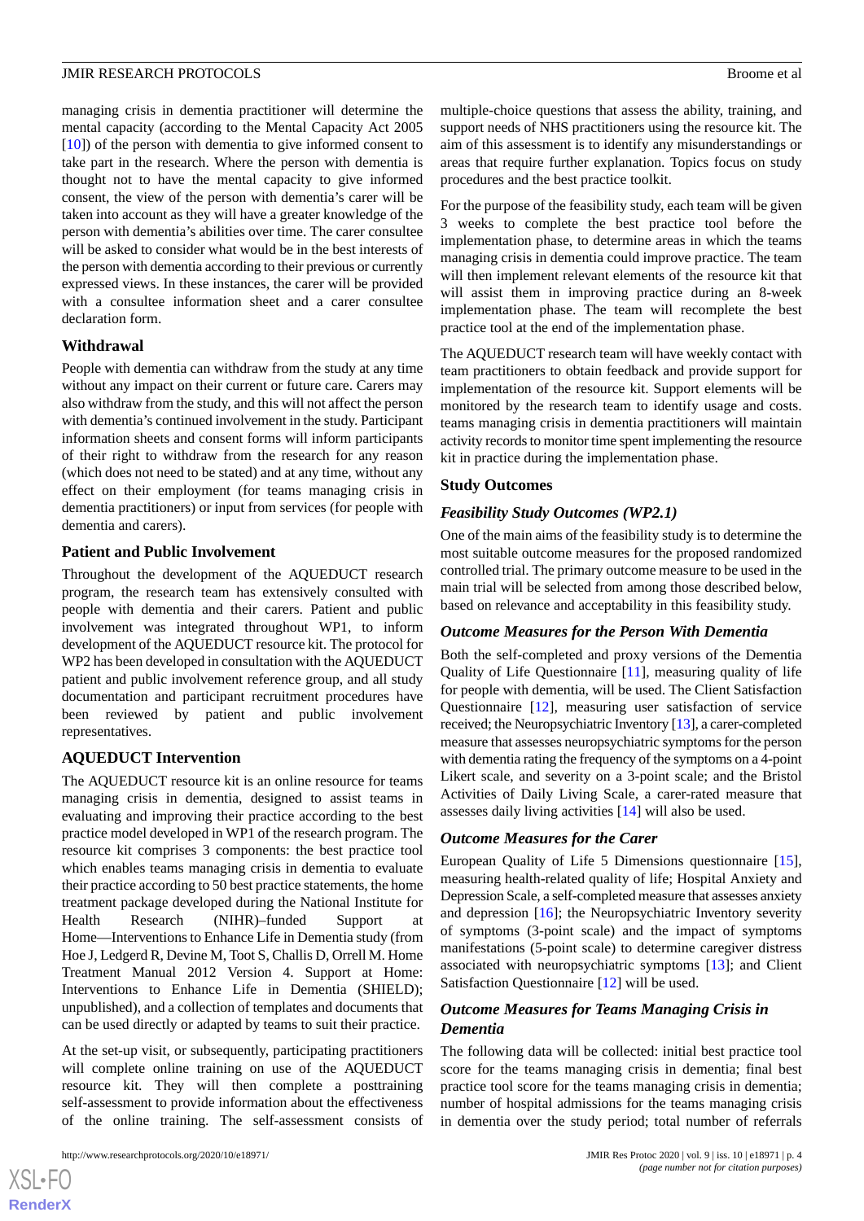managing crisis in dementia practitioner will determine the mental capacity (according to the Mental Capacity Act 2005 [10]) of the person with dementia to give informed consent to take part in the research. Where the person with dementia is thought not to have the mental capacity to give informed consent, the view of the person with dementia's carer will be taken into account as they will have a greater knowledge of the person with dementia's abilities over time. The carer consultee will be asked to consider what would be in the best interests of the person with dementia according to their previous or currently expressed views. In these instances, the carer will be provided with a consultee information sheet and a carer consultee declaration form.

### Withdrawal

People with dementia can withdraw from the study at any time without any impact on their current or future care. Carers may also withdraw from the study, and this will not affect the person with dementia's continued involvement in the study. Participant information sheets and consent forms will inform participants of their right to withdraw from the research for any reason (which does not need to be stated) and at any time, without any effect on their employment (for teams managing crisis in dementia practitioners) or input from services (for people with dementia and carers).

### Patient and Public Involvement

Throughout the development of the AQUEDUCT research program, the research team has extensively consulted with people with dementia and their carers. Patient and public involvement was integrated throughout WP1, to inform development of the AQUEDUCT resource kit. The protocol for WP2 has been developed in consultation with the AQUEDUCT patient and public involvement reference group, and all study documentation and participant recruitment procedures have been reviewed by patient and public involvement representatives.

### AQUEDUCT Intervention

The AQUEDUCT resource kit is an online resource for teams managing crisis in dementia, designed to assist teams in evaluating and improving their practice according to the best practice model developed in WP1 of the research program. The resource kit comprises 3 components: the best practice tool which enables teams managing crisis in dementia to evaluate their practice according to 50 best practice statements, the home treatment package developed during the National Institute for Health Research (NIHR)–funded Support at Home—Interventions to Enhance Life in Dementia study (from Hoe J, Ledgerd R, Devine M, Toot S, Challis D, Orrell M. Home Treatment Manual 2012 Version 4. Support at Home: Interventions to Enhance Life in Dementia (SHIELD); unpublished), and a collection of templates and documents that can be used directly or adapted by teams to suit their practice.

At the set-up visit, or subsequently, participating practitioners will complete online training on use of the AQUEDUCT resource kit. They will then complete a posttraining self-assessment to provide information about the effectiveness of the online training. The self-assessment consists of multiple-choice questions that assess the ability, training, and support needs of NHS practitioners using the resource kit. The aim of this assessment is to identify any misunderstandings or areas that require further explanation. Topics focus on study procedures and the best practice toolkit.

For the purpose of the feasibility study, each team will be given 3 weeks to complete the best practice tool before the implementation phase, to determine areas in which the teams managing crisis in dementia could improve practice. The team will then implement relevant elements of the resource kit that will assist them in improving practice during an 8-week implementation phase. The team will recomplete the best practice tool at the end of the implementation phase.

The AQUEDUCT research team will have weekly contact with team practitioners to obtain feedback and provide support for implementation of the resource kit. Support elements will be monitored by the research team to identify usage and costs. teams managing crisis in dementia practitioners will maintain activity records to monitor time spent implementing the resource kit in practice during the implementation phase.

### Study Outcomes

#### *Feasibility Study Outcomes (WP2.1)*

One of the main aims of the feasibility study is to determine the most suitable outcome measures for the proposed randomized controlled trial. The primary outcome measure to be used in the main trial will be selected from among those described below, based on relevance and acceptability in this feasibility study.

#### *Outcome Measures for the Person With Dementia*

Both the self-completed and proxy versions of the Dementia Quality of Life Questionnaire [11], measuring quality of life for people with dementia, will be used. The Client Satisfaction Questionnaire [12], measuring user satisfaction of service received; the Neuropsychiatric Inventory [13], a carer-completed measure that assesses neuropsychiatric symptoms for the person with dementia rating the frequency of the symptoms on a 4-point Likert scale, and severity on a 3-point scale; and the Bristol Activities of Daily Living Scale, a carer-rated measure that assesses daily living activities [14] will also be used.

#### *Outcome Measures for the Carer*

European Quality of Life 5 Dimensions questionnaire [15], measuring health-related quality of life; Hospital Anxiety and Depression Scale, a self-completed measure that assesses anxiety and depression [16]; the Neuropsychiatric Inventory severity of symptoms (3-point scale) and the impact of symptoms manifestations (5-point scale) to determine caregiver distress associated with neuropsychiatric symptoms [13]; and Client Satisfaction Questionnaire [12] will be used.

#### *Outcome Measures for Teams Managing Crisis in Dementia*

The following data will be collected: initial best practice tool score for the teams managing crisis in dementia; final best practice tool score for the teams managing crisis in dementia; number of hospital admissions for the teams managing crisis in dementia over the study period; total number of referrals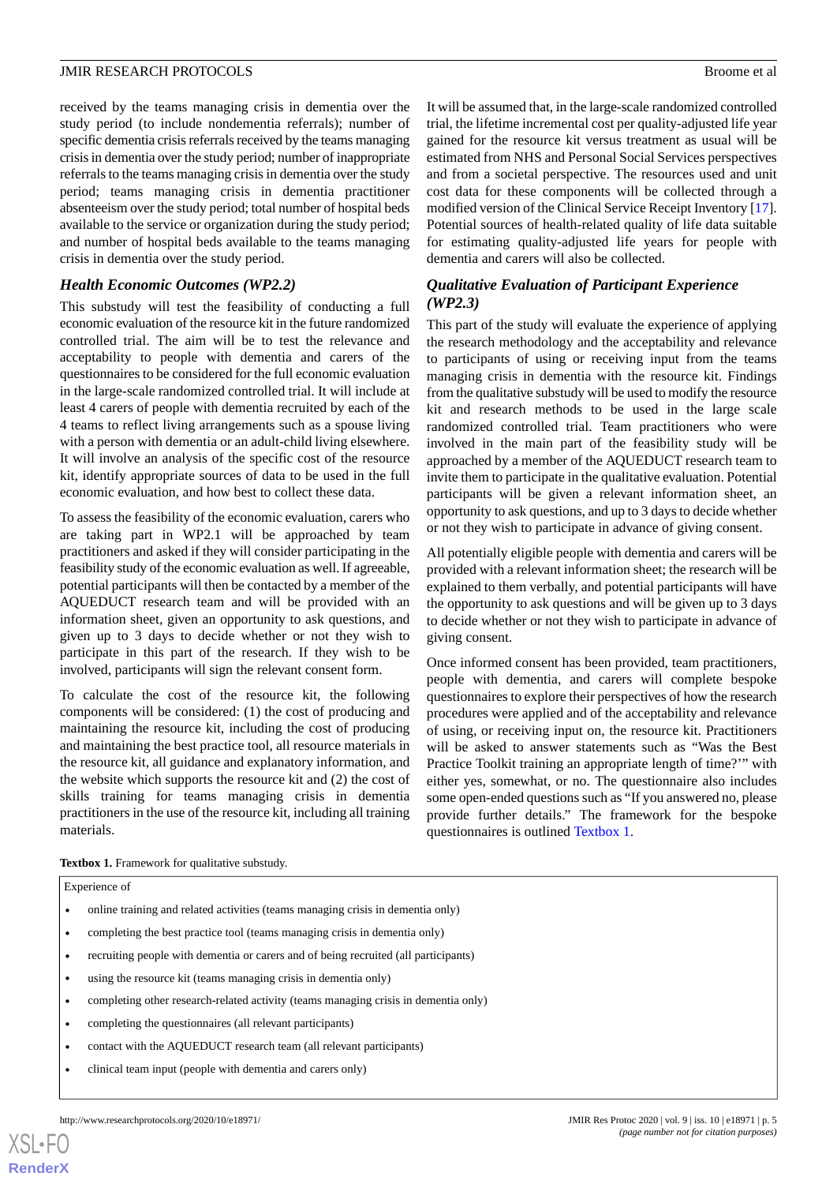received by the teams managing crisis in dementia over the study period (to include nondementia referrals); number of specific dementia crisis referrals received by the teams managing crisis in dementia over the study period; number of inappropriate referrals to the teams managing crisis in dementia over the study period; teams managing crisis in dementia practitioner absenteeism over the study period; total number of hospital beds available to the service or organization during the study period; and number of hospital beds available to the teams managing crisis in dementia over the study period.

### *Health Economic Outcomes (WP2.2)*

This substudy will test the feasibility of conducting a full economic evaluation of the resource kit in the future randomized controlled trial. The aim will be to test the relevance and acceptability to people with dementia and carers of the questionnaires to be considered for the full economic evaluation in the large-scale randomized controlled trial. It will include at least 4 carers of people with dementia recruited by each of the 4 teams to reflect living arrangements such as a spouse living with a person with dementia or an adult-child living elsewhere. It will involve an analysis of the specific cost of the resource kit, identify appropriate sources of data to be used in the full economic evaluation, and how best to collect these data.

To assess the feasibility of the economic evaluation, carers who are taking part in WP2.1 will be approached by team practitioners and asked if they will consider participating in the feasibility study of the economic evaluation as well. If agreeable, potential participants will then be contacted by a member of the AQUEDUCT research team and will be provided with an information sheet, given an opportunity to ask questions, and given up to 3 days to decide whether or not they wish to participate in this part of the research. If they wish to be involved, participants will sign the relevant consent form.

To calculate the cost of the resource kit, the following components will be considered: (1) the cost of producing and maintaining the resource kit, including the cost of producing and maintaining the best practice tool, all resource materials in the resource kit, all guidance and explanatory information, and the website which supports the resource kit and (2) the cost of skills training for teams managing crisis in dementia practitioners in the use of the resource kit, including all training materials.

It will be assumed that, in the large-scale randomized controlled trial, the lifetime incremental cost per quality-adjusted life year gained for the resource kit versus treatment as usual will be estimated from NHS and Personal Social Services perspectives and from a societal perspective. The resources used and unit cost data for these components will be collected through a modified version of the Clinical Service Receipt Inventory [17]. Potential sources of health-related quality of life data suitable for estimating quality-adjusted life years for people with dementia and carers will also be collected.

### *Qualitative Evaluation of Participant Experience (WP2.3)*

This part of the study will evaluate the experience of applying the research methodology and the acceptability and relevance to participants of using or receiving input from the teams managing crisis in dementia with the resource kit. Findings from the qualitative substudy will be used to modify the resource kit and research methods to be used in the large scale randomized controlled trial. Team practitioners who were involved in the main part of the feasibility study will be approached by a member of the AQUEDUCT research team to invite them to participate in the qualitative evaluation. Potential participants will be given a relevant information sheet, an opportunity to ask questions, and up to 3 days to decide whether or not they wish to participate in advance of giving consent.

All potentially eligible people with dementia and carers will be provided with a relevant information sheet; the research will be explained to them verbally, and potential participants will have the opportunity to ask questions and will be given up to 3 days to decide whether or not they wish to participate in advance of giving consent.

Once informed consent has been provided, team practitioners, people with dementia, and carers will complete bespoke questionnaires to explore their perspectives of how the research procedures were applied and of the acceptability and relevance of using, or receiving input on, the resource kit. Practitioners will be asked to answer statements such as "Was the Best Practice Toolkit training an appropriate length of time?'" with either yes, somewhat, or no. The questionnaire also includes some open-ended questions such as "If you answered no, please provide further details." The framework for the bespoke questionnaires is outlined Textbox 1.

**Textbox 1.** Framework for qualitative substudy.

Experience of

- online training and related activities (teams managing crisis in dementia only)
- completing the best practice tool (teams managing crisis in dementia only)
- recruiting people with dementia or carers and of being recruited (all participants)
- using the resource kit (teams managing crisis in dementia only)
- completing other research-related activity (teams managing crisis in dementia only)
- completing the questionnaires (all relevant participants)
- contact with the AQUEDUCT research team (all relevant participants)
- clinical team input (people with dementia and carers only)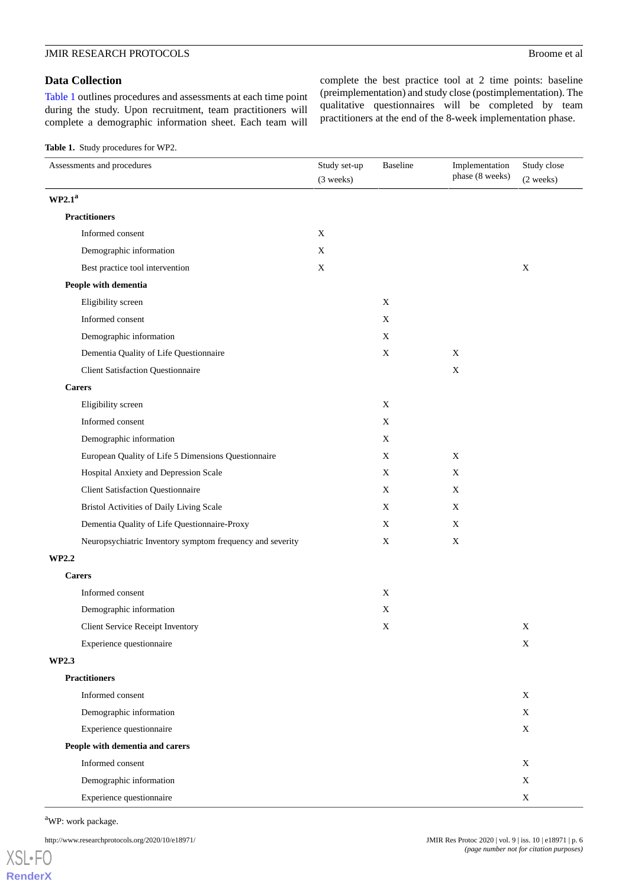## Data Collection

Table 1 outlines procedures and assessments at each time point during the study. Upon recruitment, team practitioners will complete a demographic information sheet. Each team will complete the best practice tool at 2 time points: baseline (preimplementation) and study close (postimplementation). The qualitative questionnaires will be completed by team practitioners at the end of the 8-week implementation phase.

**Table 1.** Study procedures for WP2.

| Assessments and procedures | Study set-up (3 weeks) | Baseline | Implementation phase (8 weeks) | Study close (2 weeks) |
|---|---|---|---|---|
| **WP2.1**[a] | | | | |
| **Practitioners** | | | | |
| Informed consent | X | | | |
| Demographic information | X | | | |
| Best practice tool intervention | X | | | X |
| **People with dementia** | | | | |
| Eligibility screen | | X | | |
| Informed consent | | X | | |
| Demographic information | | X | | |
| Dementia Quality of Life Questionnaire | | X | X | |
| Client Satisfaction Questionnaire | | | X | |
| **Carers** | | | | |
| Eligibility screen | | X | | |
| Informed consent | | X | | |
| Demographic information | | X | | |
| European Quality of Life 5 Dimensions Questionnaire | | X | X | |
| Hospital Anxiety and Depression Scale | | X | X | |
| Client Satisfaction Questionnaire | | X | X | |
| Bristol Activities of Daily Living Scale | | X | X | |
| Dementia Quality of Life Questionnaire-Proxy | | X | X | |
| Neuropsychiatric Inventory symptom frequency and severity | | X | X | |
| **WP2.2** | | | | |
| **Carers** | | | | |
| Informed consent | | X | | |
| Demographic information | | X | | |
| Client Service Receipt Inventory | | X | | X |
| Experience questionnaire | | | | X |
| **WP2.3** | | | | |
| **Practitioners** | | | | |
| Informed consent | | | | X |
| Demographic information | | | | X |
| Experience questionnaire | | | | X |
| **People with dementia and carers** | | | | |
| Informed consent | | | | X |
| Demographic information | | | | X |
| Experience questionnaire | | | | X |

[a]WP: work package.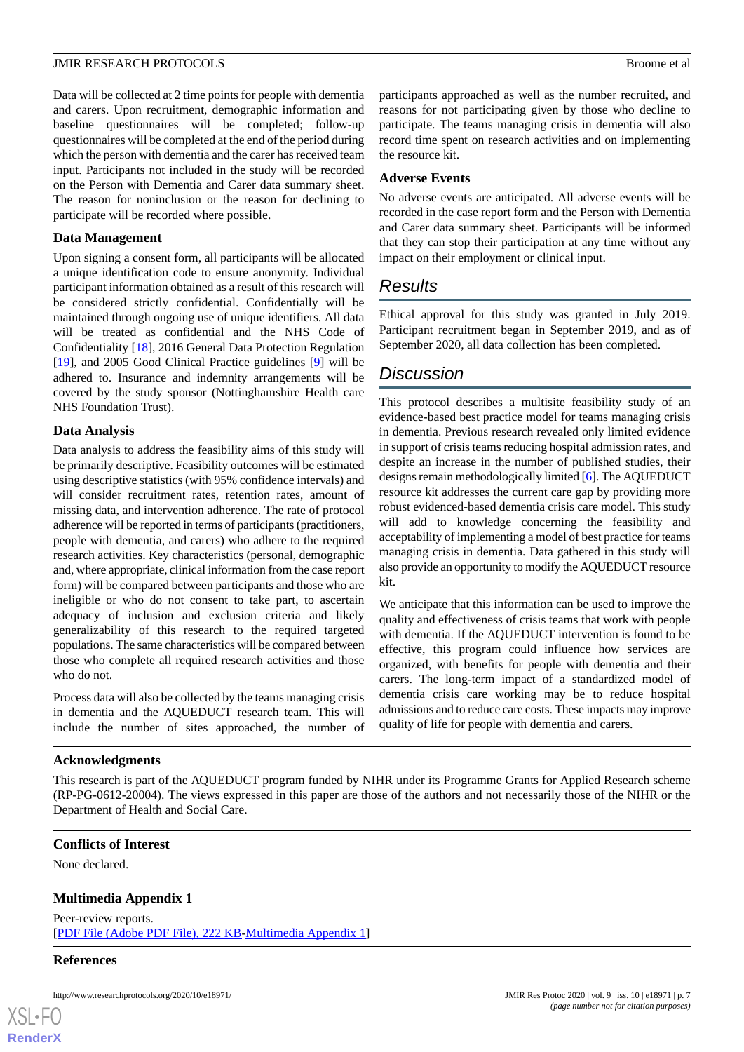Data will be collected at 2 time points for people with dementia and carers. Upon recruitment, demographic information and baseline questionnaires will be completed; follow-up questionnaires will be completed at the end of the period during which the person with dementia and the carer has received team input. Participants not included in the study will be recorded on the Person with Dementia and Carer data summary sheet. The reason for noninclusion or the reason for declining to participate will be recorded where possible.

### Data Management

Upon signing a consent form, all participants will be allocated a unique identification code to ensure anonymity. Individual participant information obtained as a result of this research will be considered strictly confidential. Confidentially will be maintained through ongoing use of unique identifiers. All data will be treated as confidential and the NHS Code of Confidentiality [18], 2016 General Data Protection Regulation [19], and 2005 Good Clinical Practice guidelines [9] will be adhered to. Insurance and indemnity arrangements will be covered by the study sponsor (Nottinghamshire Health care NHS Foundation Trust).

### Data Analysis

Data analysis to address the feasibility aims of this study will be primarily descriptive. Feasibility outcomes will be estimated using descriptive statistics (with 95% confidence intervals) and will consider recruitment rates, retention rates, amount of missing data, and intervention adherence. The rate of protocol adherence will be reported in terms of participants (practitioners, people with dementia, and carers) who adhere to the required research activities. Key characteristics (personal, demographic and, where appropriate, clinical information from the case report form) will be compared between participants and those who are ineligible or who do not consent to take part, to ascertain adequacy of inclusion and exclusion criteria and likely generalizability of this research to the required targeted populations. The same characteristics will be compared between those who complete all required research activities and those who do not.

Process data will also be collected by the teams managing crisis in dementia and the AQUEDUCT research team. This will include the number of sites approached, the number of participants approached as well as the number recruited, and reasons for not participating given by those who decline to participate. The teams managing crisis in dementia will also record time spent on research activities and on implementing the resource kit.

### Adverse Events

No adverse events are anticipated. All adverse events will be recorded in the case report form and the Person with Dementia and Carer data summary sheet. Participants will be informed that they can stop their participation at any time without any impact on their employment or clinical input.

## Results

Ethical approval for this study was granted in July 2019. Participant recruitment began in September 2019, and as of September 2020, all data collection has been completed.

## Discussion

This protocol describes a multisite feasibility study of an evidence-based best practice model for teams managing crisis in dementia. Previous research revealed only limited evidence in support of crisis teams reducing hospital admission rates, and despite an increase in the number of published studies, their designs remain methodologically limited [6]. The AQUEDUCT resource kit addresses the current care gap by providing more robust evidenced-based dementia crisis care model. This study will add to knowledge concerning the feasibility and acceptability of implementing a model of best practice for teams managing crisis in dementia. Data gathered in this study will also provide an opportunity to modify the AQUEDUCT resource kit.

We anticipate that this information can be used to improve the quality and effectiveness of crisis teams that work with people with dementia. If the AQUEDUCT intervention is found to be effective, this program could influence how services are organized, with benefits for people with dementia and their carers. The long-term impact of a standardized model of dementia crisis care working may be to reduce hospital admissions and to reduce care costs. These impacts may improve quality of life for people with dementia and carers.

### Acknowledgments

This research is part of the AQUEDUCT program funded by NIHR under its Programme Grants for Applied Research scheme (RP-PG-0612-20004). The views expressed in this paper are those of the authors and not necessarily those of the NIHR or the Department of Health and Social Care.

### Conflicts of Interest

None declared.

### Multimedia Appendix 1

Peer-review reports.
[PDF File (Adobe PDF File), 222 KB-Multimedia Appendix 1]

### References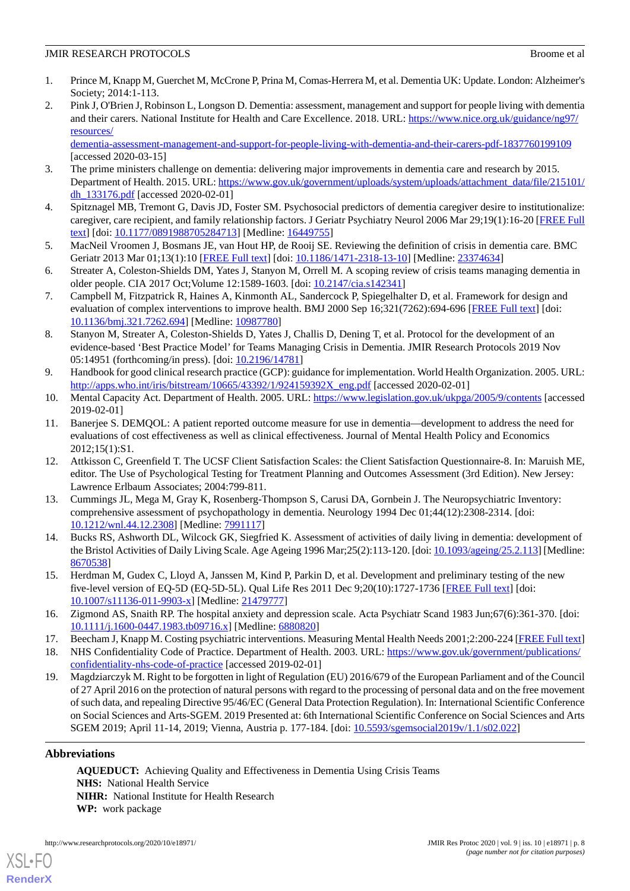1. Prince M, Knapp M, Guerchet M, McCrone P, Prina M, Comas-Herrera M, et al. Dementia UK: Update. London: Alzheimer's Society; 2014:1-113.
2. Pink J, O'Brien J, Robinson L, Longson D. Dementia: assessment, management and support for people living with dementia and their carers. National Institute for Health and Care Excellence. 2018. URL: https://www.nice.org.uk/guidance/ng97/resources/dementia-assessment-management-and-support-for-people-living-with-dementia-and-their-carers-pdf-1837760199109 [accessed 2020-03-15]
3. The prime ministers challenge on dementia: delivering major improvements in dementia care and research by 2015. Department of Health. 2015. URL: https://www.gov.uk/government/uploads/system/uploads/attachment_data/file/215101/dh_133176.pdf [accessed 2020-02-01]
4. Spitznagel MB, Tremont G, Davis JD, Foster SM. Psychosocial predictors of dementia caregiver desire to institutionalize: caregiver, care recipient, and family relationship factors. J Geriatr Psychiatry Neurol 2006 Mar 29;19(1):16-20 [FREE Full text] [doi: 10.1177/0891988705284713] [Medline: 16449755]
5. MacNeil Vroomen J, Bosmans JE, van Hout HP, de Rooij SE. Reviewing the definition of crisis in dementia care. BMC Geriatr 2013 Mar 01;13(1):10 [FREE Full text] [doi: 10.1186/1471-2318-13-10] [Medline: 23374634]
6. Streater A, Coleston-Shields DM, Yates J, Stanyon M, Orrell M. A scoping review of crisis teams managing dementia in older people. CIA 2017 Oct;Volume 12:1589-1603. [doi: 10.2147/cia.s142341]
7. Campbell M, Fitzpatrick R, Haines A, Kinmonth AL, Sandercock P, Spiegelhalter D, et al. Framework for design and evaluation of complex interventions to improve health. BMJ 2000 Sep 16;321(7262):694-696 [FREE Full text] [doi: 10.1136/bmj.321.7262.694] [Medline: 10987780]
8. Stanyon M, Streater A, Coleston-Shields D, Yates J, Challis D, Dening T, et al. Protocol for the development of an evidence-based 'Best Practice Model' for Teams Managing Crisis in Dementia. JMIR Research Protocols 2019 Nov 05:14951 (forthcoming/in press). [doi: 10.2196/14781]
9. Handbook for good clinical research practice (GCP): guidance for implementation. World Health Organization. 2005. URL: http://apps.who.int/iris/bitstream/10665/43392/1/924159392X_eng.pdf [accessed 2020-02-01]
10. Mental Capacity Act. Department of Health. 2005. URL: https://www.legislation.gov.uk/ukpga/2005/9/contents [accessed 2019-02-01]
11. Banerjee S. DEMQOL: A patient reported outcome measure for use in dementia—development to address the need for evaluations of cost effectiveness as well as clinical effectiveness. Journal of Mental Health Policy and Economics 2012;15(1):S1.
12. Attkisson C, Greenfield T. The UCSF Client Satisfaction Scales: the Client Satisfaction Questionnaire-8. In: Maruish ME, editor. The Use of Psychological Testing for Treatment Planning and Outcomes Assessment (3rd Edition). New Jersey: Lawrence Erlbaum Associates; 2004:799-811.
13. Cummings JL, Mega M, Gray K, Rosenberg-Thompson S, Carusi DA, Gornbein J. The Neuropsychiatric Inventory: comprehensive assessment of psychopathology in dementia. Neurology 1994 Dec 01;44(12):2308-2314. [doi: 10.1212/wnl.44.12.2308] [Medline: 7991117]
14. Bucks RS, Ashworth DL, Wilcock GK, Siegfried K. Assessment of activities of daily living in dementia: development of the Bristol Activities of Daily Living Scale. Age Ageing 1996 Mar;25(2):113-120. [doi: 10.1093/ageing/25.2.113] [Medline: 8670538]
15. Herdman M, Gudex C, Lloyd A, Janssen M, Kind P, Parkin D, et al. Development and preliminary testing of the new five-level version of EQ-5D (EQ-5D-5L). Qual Life Res 2011 Dec 9;20(10):1727-1736 [FREE Full text] [doi: 10.1007/s11136-011-9903-x] [Medline: 21479777]
16. Zigmond AS, Snaith RP. The hospital anxiety and depression scale. Acta Psychiatr Scand 1983 Jun;67(6):361-370. [doi: 10.1111/j.1600-0447.1983.tb09716.x] [Medline: 6880820]
17. Beecham J, Knapp M. Costing psychiatric interventions. Measuring Mental Health Needs 2001;2:200-224 [FREE Full text]
18. NHS Confidentiality Code of Practice. Department of Health. 2003. URL: https://www.gov.uk/government/publications/confidentiality-nhs-code-of-practice [accessed 2019-02-01]
19. Magdziarczyk M. Right to be forgotten in light of Regulation (EU) 2016/679 of the European Parliament and of the Council of 27 April 2016 on the protection of natural persons with regard to the processing of personal data and on the free movement of such data, and repealing Directive 95/46/EC (General Data Protection Regulation). In: International Scientific Conference on Social Sciences and Arts-SGEM. 2019 Presented at: 6th International Scientific Conference on Social Sciences and Arts SGEM 2019; April 11-14, 2019; Vienna, Austria p. 177-184. [doi: 10.5593/sgemsocial2019v/1.1/s02.022]

## Abbreviations

**AQUEDUCT:** Achieving Quality and Effectiveness in Dementia Using Crisis Teams
**NHS:** National Health Service
**NIHR:** National Institute for Health Research
**WP:** work package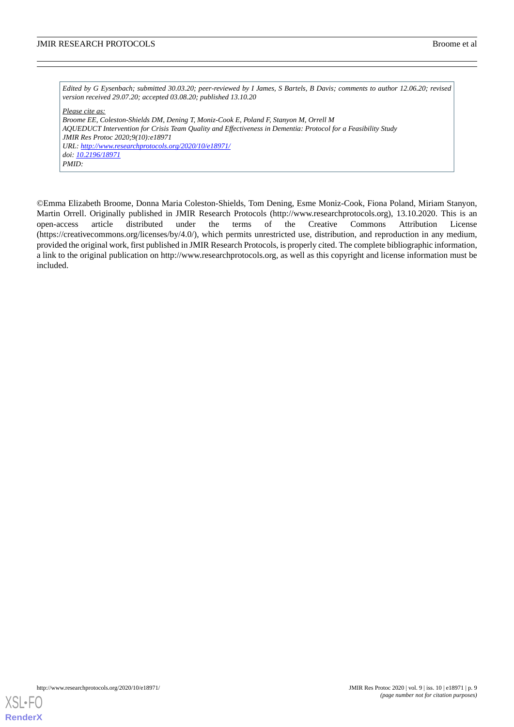*Edited by G Eysenbach; submitted 30.03.20; peer-reviewed by I James, S Bartels, B Davis; comments to author 12.06.20; revised version received 29.07.20; accepted 03.08.20; published 13.10.20*

*Please cite as:*
*Broome EE, Coleston-Shields DM, Dening T, Moniz-Cook E, Poland F, Stanyon M, Orrell M*
*AQUEDUCT Intervention for Crisis Team Quality and Effectiveness in Dementia: Protocol for a Feasibility Study*
*JMIR Res Protoc 2020;9(10):e18971*
*URL: [http://www.researchprotocols.org/2020/10/e18971/](http://www.researchprotocols.org/2020/10/e18971/)*
*doi: [10.2196/18971](10.2196/18971)*
*PMID:*

©Emma Elizabeth Broome, Donna Maria Coleston-Shields, Tom Dening, Esme Moniz-Cook, Fiona Poland, Miriam Stanyon, Martin Orrell. Originally published in JMIR Research Protocols (http://www.researchprotocols.org), 13.10.2020. This is an open-access article distributed under the terms of the Creative Commons Attribution License (https://creativecommons.org/licenses/by/4.0/), which permits unrestricted use, distribution, and reproduction in any medium, provided the original work, first published in JMIR Research Protocols, is properly cited. The complete bibliographic information, a link to the original publication on http://www.researchprotocols.org, as well as this copyright and license information must be included.